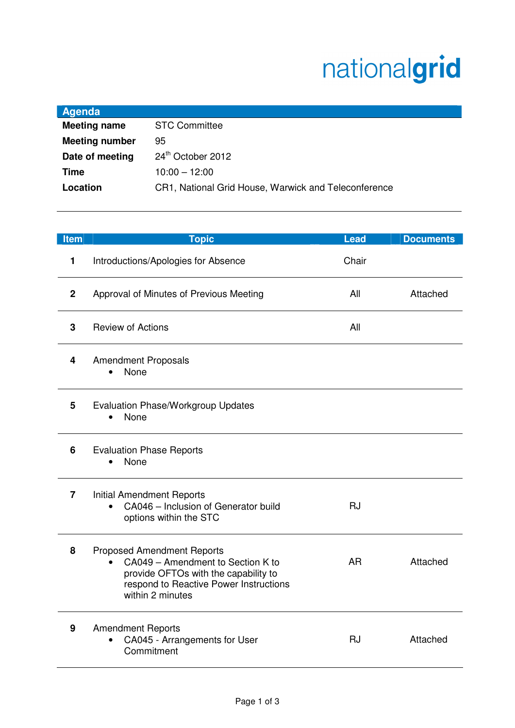nationalgrid

## Agenda

| | |
|---|---|
| **Meeting name** | STC Committee |
| **Meeting number** | 95 |
| **Date of meeting** | 24th October 2012 |
| **Time** | 10:00 – 12:00 |
| **Location** | CR1, National Grid House, Warwick and Teleconference |

| Item | Topic | Lead | Documents |
|---|---|---|---|
| 1 | Introductions/Apologies for Absence | Chair | |
| 2 | Approval of Minutes of Previous Meeting | All | Attached |
| 3 | Review of Actions | All | |
| 4 | Amendment Proposals<br>• None | | |
| 5 | Evaluation Phase/Workgroup Updates<br>• None | | |
| 6 | Evaluation Phase Reports<br>• None | | |
| 7 | Initial Amendment Reports<br>• CA046 – Inclusion of Generator build options within the STC | RJ | |
| 8 | Proposed Amendment Reports<br>• CA049 – Amendment to Section K to provide OFTOs with the capability to respond to Reactive Power Instructions within 2 minutes | AR | Attached |
| 9 | Amendment Reports<br>• CA045 - Arrangements for User Commitment | RJ | Attached |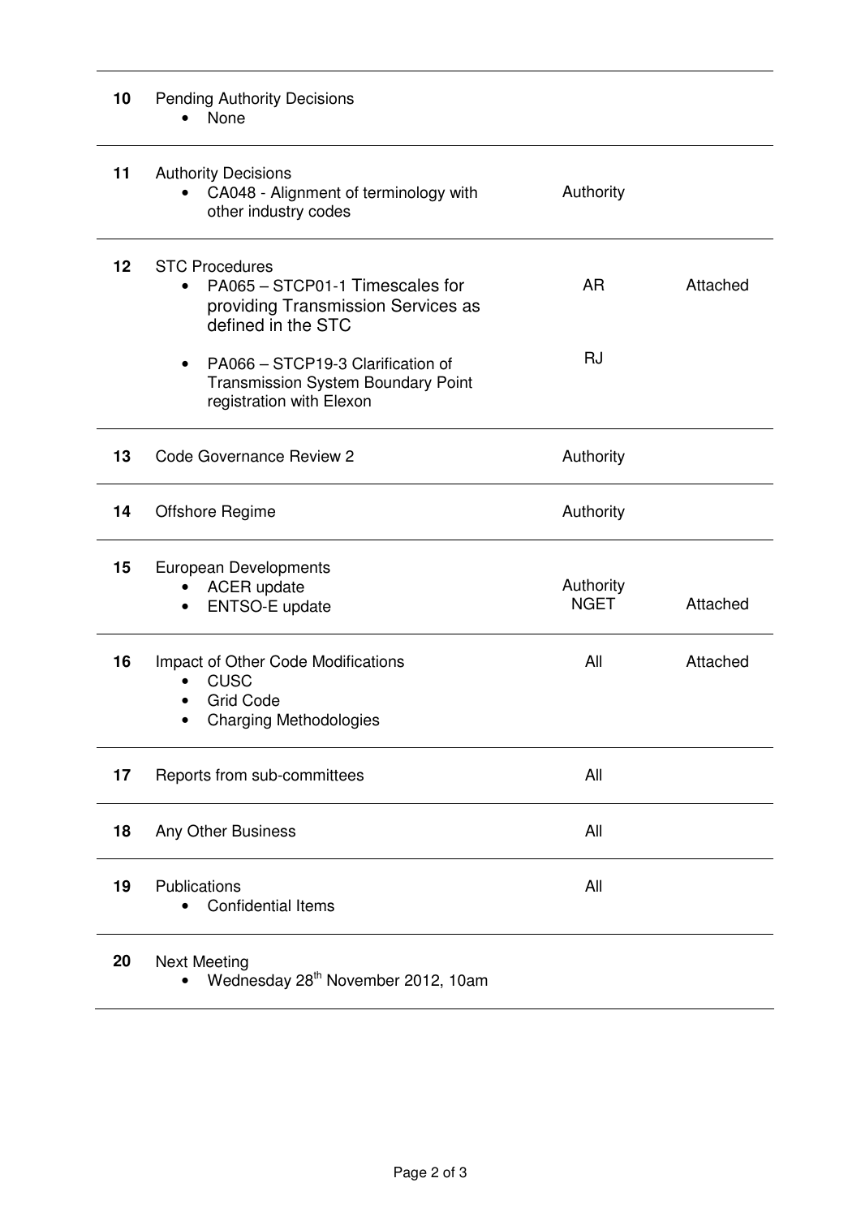| | | | |
|---|---|---|---|
| **10** | Pending Authority Decisions<br>• None | | |
| **11** | Authority Decisions<br>• CA048 - Alignment of terminology with other industry codes | Authority | |
| **12** | STC Procedures<br>• PA065 – STCP01-1 Timescales for providing Transmission Services as defined in the STC<br>• PA066 – STCP19-3 Clarification of Transmission System Boundary Point registration with Elexon | AR<br><br>RJ | Attached |
| **13** | Code Governance Review 2 | Authority | |
| **14** | Offshore Regime | Authority | |
| **15** | European Developments<br>• ACER update<br>• ENTSO-E update | Authority<br>NGET | Attached |
| **16** | Impact of Other Code Modifications<br>• CUSC<br>• Grid Code<br>• Charging Methodologies | All | Attached |
| **17** | Reports from sub-committees | All | |
| **18** | Any Other Business | All | |
| **19** | Publications<br>• Confidential Items | All | |
| **20** | Next Meeting<br>• Wednesday 28th November 2012, 10am | | |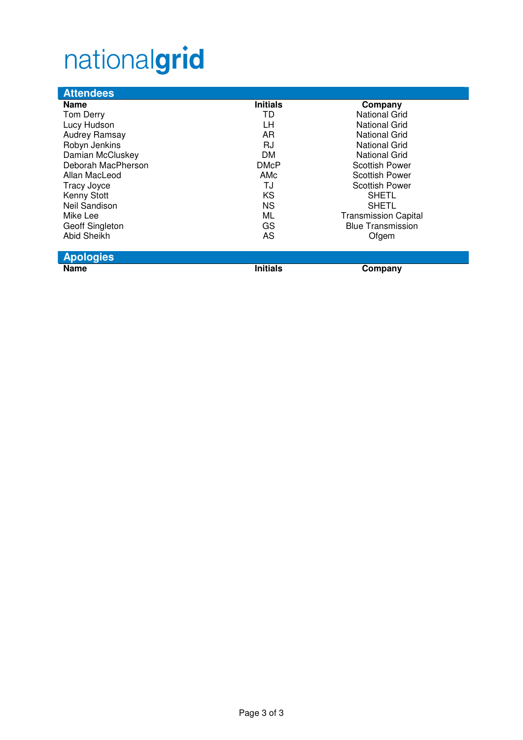nationalgrid

## Attendees

| Name | Initials | Company |
|---|---|---|
| Tom Derry | TD | National Grid |
| Lucy Hudson | LH | National Grid |
| Audrey Ramsay | AR | National Grid |
| Robyn Jenkins | RJ | National Grid |
| Damian McCluskey | DM | National Grid |
| Deborah MacPherson | DMcP | Scottish Power |
| Allan MacLeod | AMc | Scottish Power |
| Tracy Joyce | TJ | Scottish Power |
| Kenny Stott | KS | SHETL |
| Neil Sandison | NS | SHETL |
| Mike Lee | ML | Transmission Capital |
| Geoff Singleton | GS | Blue Transmission |
| Abid Sheikh | AS | Ofgem |

## Apologies

| Name | Initials | Company |
|---|---|---|